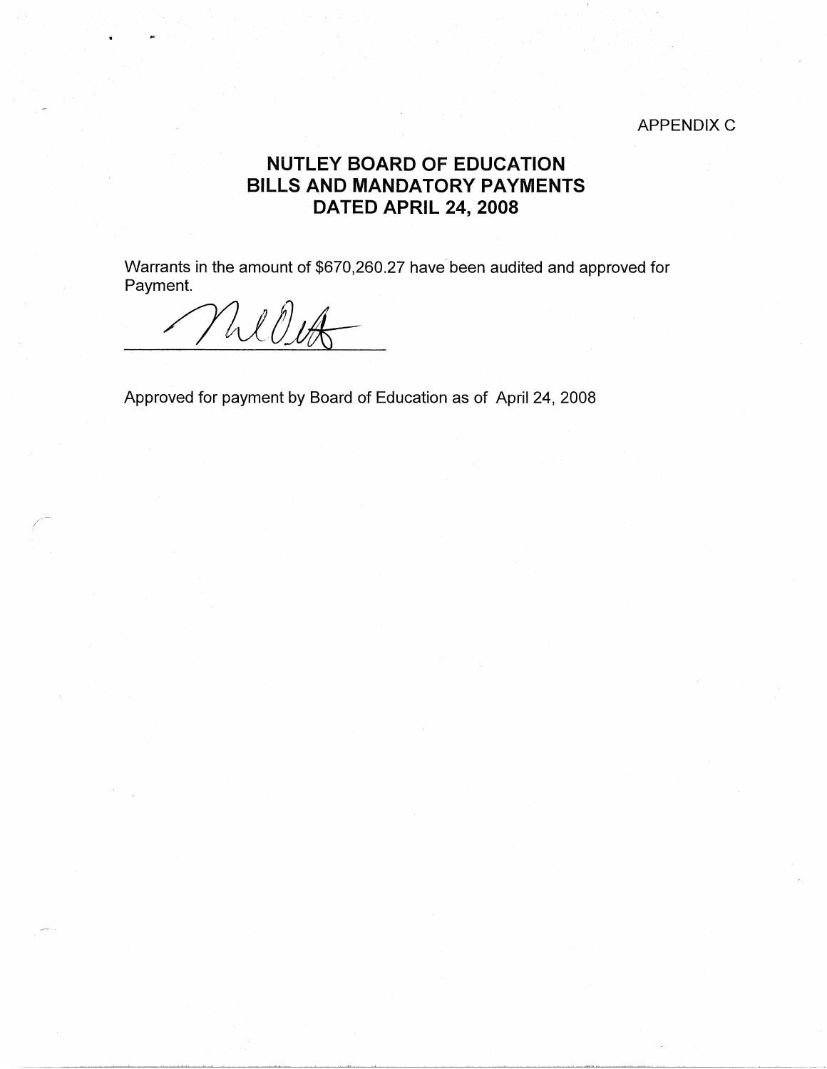APPENDIX C

# NUTLEY BOARD OF EDUCATION
# BILLS AND MANDATORY PAYMENTS
# DATED APRIL 24, 2008

Warrants in the amount of $670,260.27 have been audited and approved for Payment.

_______________________________

Approved for payment by Board of Education as of April 24, 2008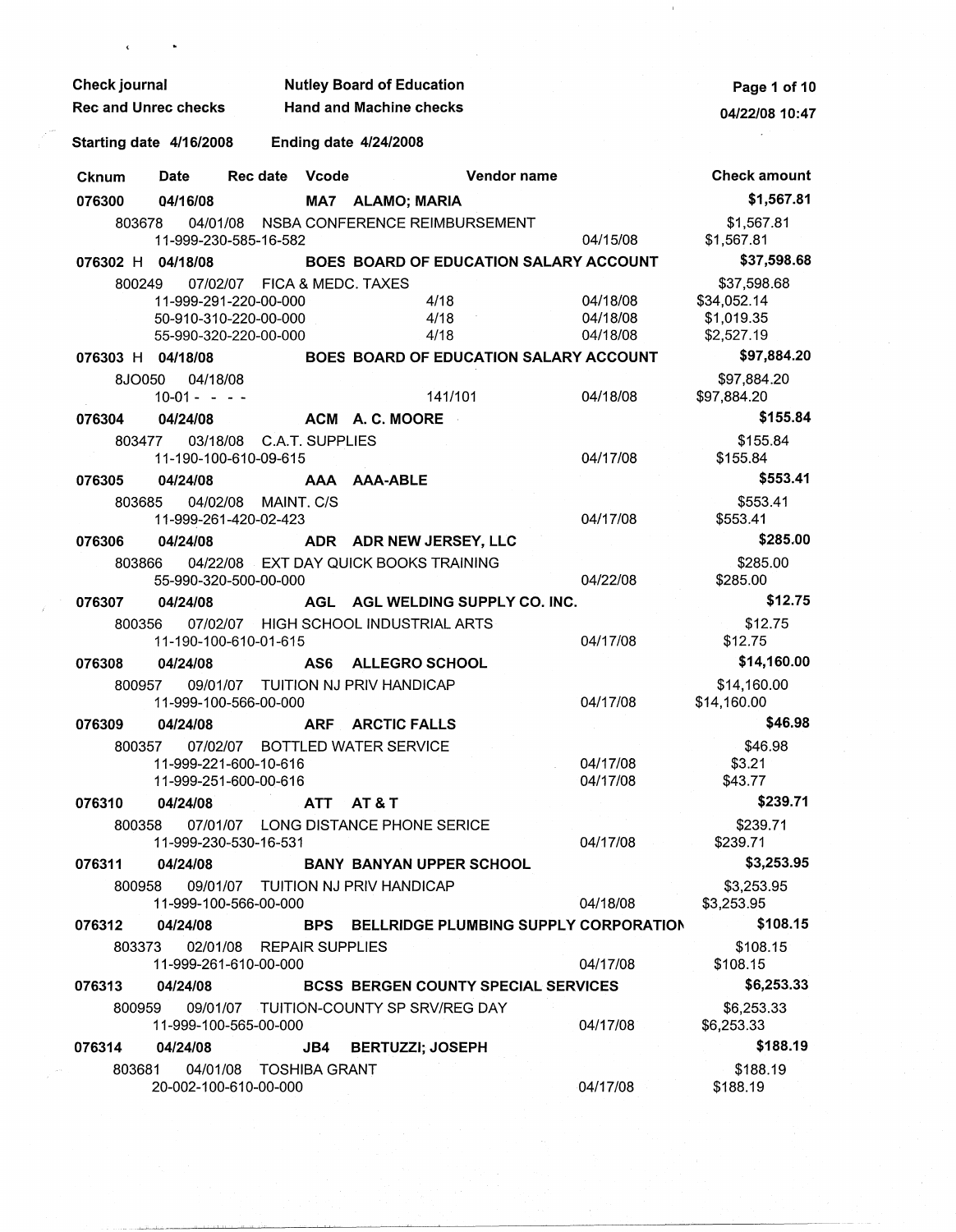Check journal | Nutley Board of Education
Rec and Unrec checks | Hand and Machine checks

04/22/08 10:47

Starting date 4/16/2008 Ending date 4/24/2008

| Cknum | Date | Rec date | Vcode | Vendor name | | Check amount |
|---|---|---|---|---|---|---|
| **076300** | **04/16/08** | | **MA7** | **ALAMO; MARIA** | | **$1,567.81** |
| 803678 | 04/01/08 | NSBA CONFERENCE REIMBURSEMENT | | | | $1,567.81 |
| | 11-999-230-585-16-582 | | | | 04/15/08 | $1,567.81 |
| **076302 H** | **04/18/08** | | **BOES** | **BOARD OF EDUCATION SALARY ACCOUNT** | | **$37,598.68** |
| 800249 | 07/02/07 | FICA & MEDC. TAXES | | | | $37,598.68 |
| | 11-999-291-220-00-000 | | | 4/18 | 04/18/08 | $34,052.14 |
| | 50-910-310-220-00-000 | | | 4/18 | 04/18/08 | $1,019.35 |
| | 55-990-320-220-00-000 | | | 4/18 | 04/18/08 | $2,527.19 |
| **076303 H** | **04/18/08** | | **BOES** | **BOARD OF EDUCATION SALARY ACCOUNT** | | **$97,884.20** |
| 8JO050 | 04/18/08 | | | | | $97,884.20 |
| | 10-01 - - - - | | | 141/101 | 04/18/08 | $97,884.20 |
| **076304** | **04/24/08** | | **ACM** | **A. C. MOORE** | | **$155.84** |
| 803477 | 03/18/08 | C.A.T. SUPPLIES | | | | $155.84 |
| | 11-190-100-610-09-615 | | | | 04/17/08 | $155.84 |
| **076305** | **04/24/08** | | **AAA** | **AAA-ABLE** | | **$553.41** |
| 803685 | 04/02/08 | MAINT. C/S | | | | $553.41 |
| | 11-999-261-420-02-423 | | | | 04/17/08 | $553.41 |
| **076306** | **04/24/08** | | **ADR** | **ADR NEW JERSEY, LLC** | | **$285.00** |
| 803866 | 04/22/08 | EXT DAY QUICK BOOKS TRAINING | | | | $285.00 |
| | 55-990-320-500-00-000 | | | | 04/22/08 | $285.00 |
| **076307** | **04/24/08** | | **AGL** | **AGL WELDING SUPPLY CO. INC.** | | **$12.75** |
| 800356 | 07/02/07 | HIGH SCHOOL INDUSTRIAL ARTS | | | | $12.75 |
| | 11-190-100-610-01-615 | | | | 04/17/08 | $12.75 |
| **076308** | **04/24/08** | | **AS6** | **ALLEGRO SCHOOL** | | **$14,160.00** |
| 800957 | 09/01/07 | TUITION NJ PRIV HANDICAP | | | | $14,160.00 |
| | 11-999-100-566-00-000 | | | | 04/17/08 | $14,160.00 |
| **076309** | **04/24/08** | | **ARF** | **ARCTIC FALLS** | | **$46.98** |
| 800357 | 07/02/07 | BOTTLED WATER SERVICE | | | | $46.98 |
| | 11-999-221-600-10-616 | | | | 04/17/08 | $3.21 |
| | 11-999-251-600-00-616 | | | | 04/17/08 | $43.77 |
| **076310** | **04/24/08** | | **ATT** | **AT & T** | | **$239.71** |
| 800358 | 07/01/07 | LONG DISTANCE PHONE SERICE | | | | $239.71 |
| | 11-999-230-530-16-531 | | | | 04/17/08 | $239.71 |
| **076311** | **04/24/08** | | **BANY** | **BANYAN UPPER SCHOOL** | | **$3,253.95** |
| 800958 | 09/01/07 | TUITION NJ PRIV HANDICAP | | | | $3,253.95 |
| | 11-999-100-566-00-000 | | | | 04/18/08 | $3,253.95 |
| **076312** | **04/24/08** | | **BPS** | **BELLRIDGE PLUMBING SUPPLY CORPORATION** | | **$108.15** |
| 803373 | 02/01/08 | REPAIR SUPPLIES | | | | $108.15 |
| | 11-999-261-610-00-000 | | | | 04/17/08 | $108.15 |
| **076313** | **04/24/08** | | **BCSS** | **BERGEN COUNTY SPECIAL SERVICES** | | **$6,253.33** |
| 800959 | 09/01/07 | TUITION-COUNTY SP SRV/REG DAY | | | | $6,253.33 |
| | 11-999-100-565-00-000 | | | | 04/17/08 | $6,253.33 |
| **076314** | **04/24/08** | | **JB4** | **BERTUZZI; JOSEPH** | | **$188.19** |
| 803681 | 04/01/08 | TOSHIBA GRANT | | | | $188.19 |
| | 20-002-100-610-00-000 | | | | 04/17/08 | $188.19 |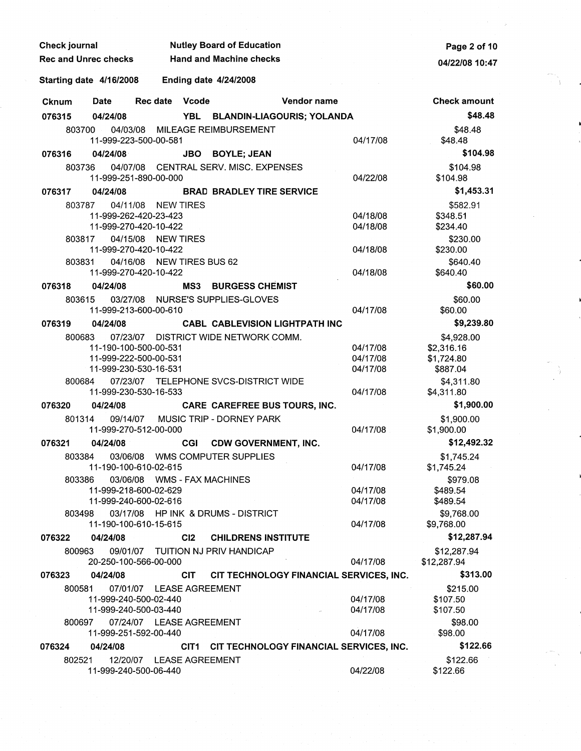Check journal — Nutley Board of Education
Rec and Unrec checks — Hand and Machine checks

Starting date 4/16/2008 — Ending date 4/24/2008

| Cknum | Date | Rec date | Vcode | Vendor name | | Check amount |
|---|---|---|---|---|---|---|
| **076315** | **04/24/08** | | **YBL** | **BLANDIN-LIAGOURIS; YOLANDA** | | **$48.48** |
| 803700 | 04/03/08 | | | MILEAGE REIMBURSEMENT | | $48.48 |
| | 11-999-223-500-00-581 | | | | 04/17/08 | $48.48 |
| **076316** | **04/24/08** | | **JBO** | **BOYLE; JEAN** | | **$104.98** |
| 803736 | 04/07/08 | | | CENTRAL SERV. MISC. EXPENSES | | $104.98 |
| | 11-999-251-890-00-000 | | | | 04/22/08 | $104.98 |
| **076317** | **04/24/08** | | **BRAD** | **BRADLEY TIRE SERVICE** | | **$1,453.31** |
| 803787 | 04/11/08 | | | NEW TIRES | | $582.91 |
| | 11-999-262-420-23-423 | | | | 04/18/08 | $348.51 |
| | 11-999-270-420-10-422 | | | | 04/18/08 | $234.40 |
| 803817 | 04/15/08 | | | NEW TIRES | | $230.00 |
| | 11-999-270-420-10-422 | | | | 04/18/08 | $230.00 |
| 803831 | 04/16/08 | | | NEW TIRES BUS 62 | | $640.40 |
| | 11-999-270-420-10-422 | | | | 04/18/08 | $640.40 |
| **076318** | **04/24/08** | | **MS3** | **BURGESS CHEMIST** | | **$60.00** |
| 803615 | 03/27/08 | | | NURSE'S SUPPLIES-GLOVES | | $60.00 |
| | 11-999-213-600-00-610 | | | | 04/17/08 | $60.00 |
| **076319** | **04/24/08** | | **CABL** | **CABLEVISION LIGHTPATH INC** | | **$9,239.80** |
| 800683 | 07/23/07 | | | DISTRICT WIDE NETWORK COMM. | | $4,928.00 |
| | 11-190-100-500-00-531 | | | | 04/17/08 | $2,316.16 |
| | 11-999-222-500-00-531 | | | | 04/17/08 | $1,724.80 |
| | 11-999-230-530-16-531 | | | | 04/17/08 | $887.04 |
| 800684 | 07/23/07 | | | TELEPHONE SVCS-DISTRICT WIDE | | $4,311.80 |
| | 11-999-230-530-16-533 | | | | 04/17/08 | $4,311.80 |
| **076320** | **04/24/08** | | **CARE** | **CAREFREE BUS TOURS, INC.** | | **$1,900.00** |
| 801314 | 09/14/07 | | | MUSIC TRIP - DORNEY PARK | | $1,900.00 |
| | 11-999-270-512-00-000 | | | | 04/17/08 | $1,900.00 |
| **076321** | **04/24/08** | | **CGI** | **CDW GOVERNMENT, INC.** | | **$12,492.32** |
| 803384 | 03/06/08 | | | WMS COMPUTER SUPPLIES | | $1,745.24 |
| | 11-190-100-610-02-615 | | | | 04/17/08 | $1,745.24 |
| 803386 | 03/06/08 | | | WMS - FAX MACHINES | | $979.08 |
| | 11-999-218-600-02-629 | | | | 04/17/08 | $489.54 |
| | 11-999-240-600-02-616 | | | | 04/17/08 | $489.54 |
| 803498 | 03/17/08 | | | HP INK & DRUMS - DISTRICT | | $9,768.00 |
| | 11-190-100-610-15-615 | | | | 04/17/08 | $9,768.00 |
| **076322** | **04/24/08** | | **CI2** | **CHILDRENS INSTITUTE** | | **$12,287.94** |
| 800963 | 09/01/07 | | | TUITION NJ PRIV HANDICAP | | $12,287.94 |
| | 20-250-100-566-00-000 | | | | 04/17/08 | $12,287.94 |
| **076323** | **04/24/08** | | **CIT** | **CIT TECHNOLOGY FINANCIAL SERVICES, INC.** | | **$313.00** |
| 800581 | 07/01/07 | | | LEASE AGREEMENT | | $215.00 |
| | 11-999-240-500-02-440 | | | | 04/17/08 | $107.50 |
| | 11-999-240-500-03-440 | | | | 04/17/08 | $107.50 |
| 800697 | 07/24/07 | | | LEASE AGREEMENT | | $98.00 |
| | 11-999-251-592-00-440 | | | | 04/17/08 | $98.00 |
| **076324** | **04/24/08** | | **CIT1** | **CIT TECHNOLOGY FINANCIAL SERVICES, INC.** | | **$122.66** |
| 802521 | 12/20/07 | | | LEASE AGREEMENT | | $122.66 |
| | 11-999-240-500-06-440 | | | | 04/22/08 | $122.66 |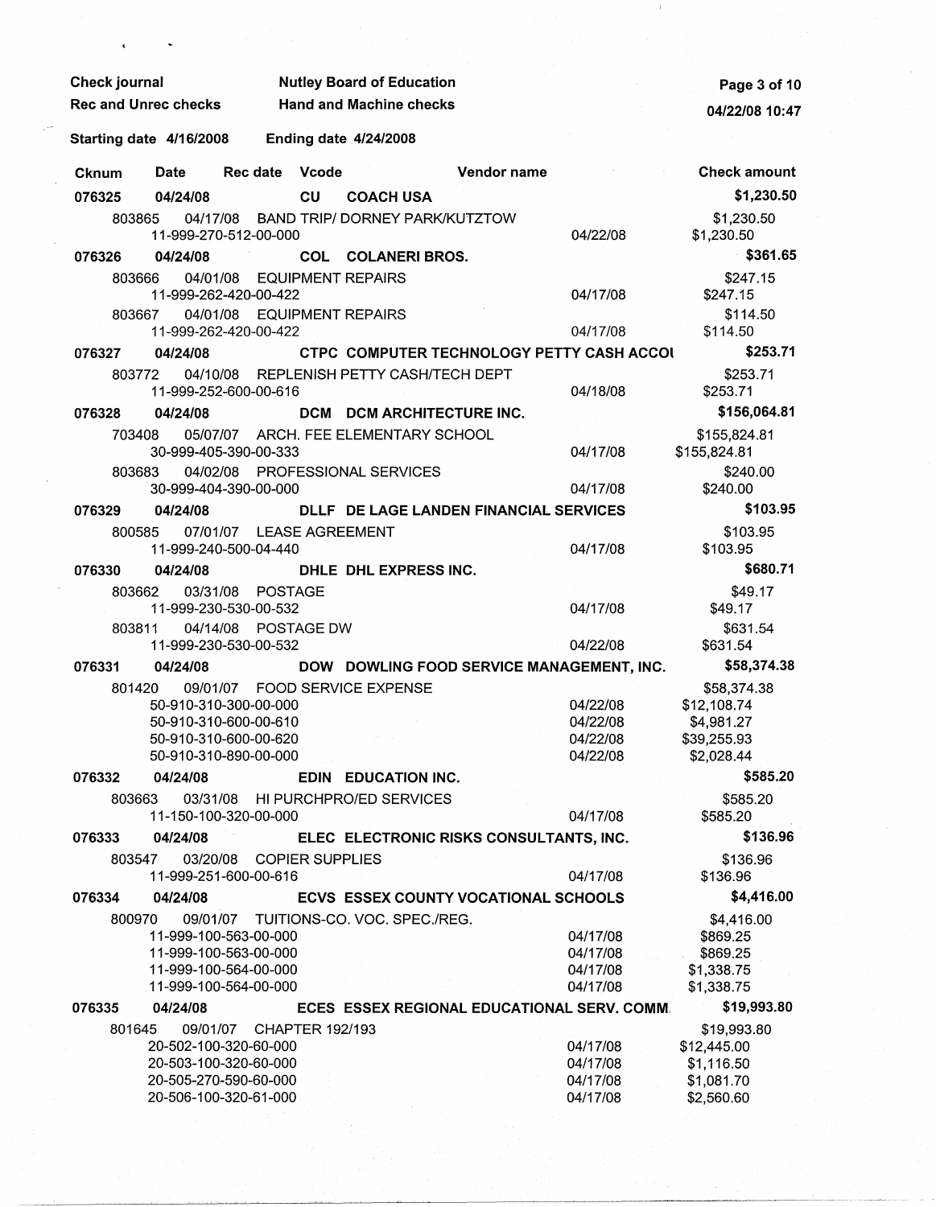Check journal | Nutley Board of Education
Rec and Unrec checks | Hand and Machine checks

Starting date 4/16/2008 | Ending date 4/24/2008

| Cknum | Date | Rec date | Vcode | Vendor name | | Check amount |
|---|---|---|---|---|---|---|
| **076325** | **04/24/08** | | **CU** | **COACH USA** | | **$1,230.50** |
| 803865 | 04/17/08 | | | BAND TRIP/ DORNEY PARK/KUTZTOW | | $1,230.50 |
| | 11-999-270-512-00-000 | | | | 04/22/08 | $1,230.50 |
| **076326** | **04/24/08** | | **COL** | **COLANERI BROS.** | | **$361.65** |
| 803666 | 04/01/08 | | | EQUIPMENT REPAIRS | | $247.15 |
| | 11-999-262-420-00-422 | | | | 04/17/08 | $247.15 |
| 803667 | 04/01/08 | | | EQUIPMENT REPAIRS | | $114.50 |
| | 11-999-262-420-00-422 | | | | 04/17/08 | $114.50 |
| **076327** | **04/24/08** | | **CTPC** | **COMPUTER TECHNOLOGY PETTY CASH ACCOI** | | **$253.71** |
| 803772 | 04/10/08 | | | REPLENISH PETTY CASH/TECH DEPT | | $253.71 |
| | 11-999-252-600-00-616 | | | | 04/18/08 | $253.71 |
| **076328** | **04/24/08** | | **DCM** | **DCM ARCHITECTURE INC.** | | **$156,064.81** |
| 703408 | 05/07/07 | | | ARCH. FEE ELEMENTARY SCHOOL | | $155,824.81 |
| | 30-999-405-390-00-333 | | | | 04/17/08 | $155,824.81 |
| 803683 | 04/02/08 | | | PROFESSIONAL SERVICES | | $240.00 |
| | 30-999-404-390-00-000 | | | | 04/17/08 | $240.00 |
| **076329** | **04/24/08** | | **DLLF** | **DE LAGE LANDEN FINANCIAL SERVICES** | | **$103.95** |
| 800585 | 07/01/07 | | | LEASE AGREEMENT | | $103.95 |
| | 11-999-240-500-04-440 | | | | 04/17/08 | $103.95 |
| **076330** | **04/24/08** | | **DHLE** | **DHL EXPRESS INC.** | | **$680.71** |
| 803662 | 03/31/08 | | | POSTAGE | | $49.17 |
| | 11-999-230-530-00-532 | | | | 04/17/08 | $49.17 |
| 803811 | 04/14/08 | | | POSTAGE DW | | $631.54 |
| | 11-999-230-530-00-532 | | | | 04/22/08 | $631.54 |
| **076331** | **04/24/08** | | **DOW** | **DOWLING FOOD SERVICE MANAGEMENT, INC.** | | **$58,374.38** |
| 801420 | 09/01/07 | | | FOOD SERVICE EXPENSE | | $58,374.38 |
| | 50-910-310-300-00-000 | | | | 04/22/08 | $12,108.74 |
| | 50-910-310-600-00-610 | | | | 04/22/08 | $4,981.27 |
| | 50-910-310-600-00-620 | | | | 04/22/08 | $39,255.93 |
| | 50-910-310-890-00-000 | | | | 04/22/08 | $2,028.44 |
| **076332** | **04/24/08** | | **EDIN** | **EDUCATION INC.** | | **$585.20** |
| 803663 | 03/31/08 | | | HI PURCHPRO/ED SERVICES | | $585.20 |
| | 11-150-100-320-00-000 | | | | 04/17/08 | $585.20 |
| **076333** | **04/24/08** | | **ELEC** | **ELECTRONIC RISKS CONSULTANTS, INC.** | | **$136.96** |
| 803547 | 03/20/08 | | | COPIER SUPPLIES | | $136.96 |
| | 11-999-251-600-00-616 | | | | 04/17/08 | $136.96 |
| **076334** | **04/24/08** | | **ECVS** | **ESSEX COUNTY VOCATIONAL SCHOOLS** | | **$4,416.00** |
| 800970 | 09/01/07 | | | TUITIONS-CO. VOC. SPEC./REG. | | $4,416.00 |
| | 11-999-100-563-00-000 | | | | 04/17/08 | $869.25 |
| | 11-999-100-563-00-000 | | | | 04/17/08 | $869.25 |
| | 11-999-100-564-00-000 | | | | 04/17/08 | $1,338.75 |
| | 11-999-100-564-00-000 | | | | 04/17/08 | $1,338.75 |
| **076335** | **04/24/08** | | **ECES** | **ESSEX REGIONAL EDUCATIONAL SERV. COMM.** | | **$19,993.80** |
| 801645 | 09/01/07 | | | CHAPTER 192/193 | | $19,993.80 |
| | 20-502-100-320-60-000 | | | | 04/17/08 | $12,445.00 |
| | 20-503-100-320-60-000 | | | | 04/17/08 | $1,116.50 |
| | 20-505-270-590-60-000 | | | | 04/17/08 | $1,081.70 |
| | 20-506-100-320-61-000 | | | | 04/17/08 | $2,560.60 |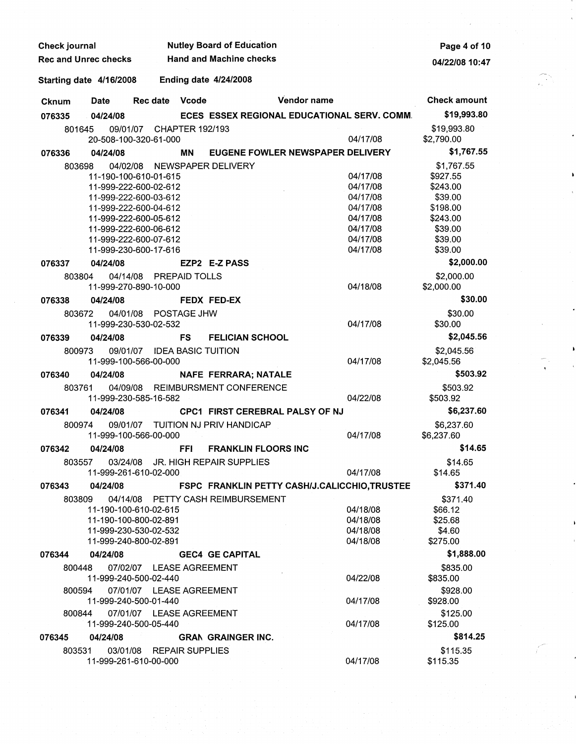Check journal — Nutley Board of Education
Rec and Unrec checks — Hand and Machine checks

Starting date 4/16/2008 — Ending date 4/24/2008

| Cknum | Date | Rec date | Vcode | Vendor name | | Check amount |
|---|---|---|---|---|---|---|
| **076335** | **04/24/08** | | **ECES** | **ESSEX REGIONAL EDUCATIONAL SERV. COMM.** | | **$19,993.80** |
| 801645 | 09/01/07 | | CHAPTER 192/193 | | | $19,993.80 |
| | 20-508-100-320-61-000 | | | | 04/17/08 | $2,790.00 |
| **076336** | **04/24/08** | | **MN** | **EUGENE FOWLER NEWSPAPER DELIVERY** | | **$1,767.55** |
| 803698 | 04/02/08 | | NEWSPAPER DELIVERY | | | $1,767.55 |
| | 11-190-100-610-01-615 | | | | 04/17/08 | $927.55 |
| | 11-999-222-600-02-612 | | | | 04/17/08 | $243.00 |
| | 11-999-222-600-03-612 | | | | 04/17/08 | $39.00 |
| | 11-999-222-600-04-612 | | | | 04/17/08 | $198.00 |
| | 11-999-222-600-05-612 | | | | 04/17/08 | $243.00 |
| | 11-999-222-600-06-612 | | | | 04/17/08 | $39.00 |
| | 11-999-222-600-07-612 | | | | 04/17/08 | $39.00 |
| | 11-999-230-600-17-616 | | | | 04/17/08 | $39.00 |
| **076337** | **04/24/08** | | **EZP2** | **E-Z PASS** | | **$2,000.00** |
| 803804 | 04/14/08 | | PREPAID TOLLS | | | $2,000.00 |
| | 11-999-270-890-10-000 | | | | 04/18/08 | $2,000.00 |
| **076338** | **04/24/08** | | **FEDX** | **FED-EX** | | **$30.00** |
| 803672 | 04/01/08 | | POSTAGE JHW | | | $30.00 |
| | 11-999-230-530-02-532 | | | | 04/17/08 | $30.00 |
| **076339** | **04/24/08** | | **FS** | **FELICIAN SCHOOL** | | **$2,045.56** |
| 800973 | 09/01/07 | | IDEA BASIC TUITION | | | $2,045.56 |
| | 11-999-100-566-00-000 | | | | 04/17/08 | $2,045.56 |
| **076340** | **04/24/08** | | **NAFE** | **FERRARA; NATALE** | | **$503.92** |
| 803761 | 04/09/08 | | REIMBURSMENT CONFERENCE | | | $503.92 |
| | 11-999-230-585-16-582 | | | | 04/22/08 | $503.92 |
| **076341** | **04/24/08** | | **CPC1** | **FIRST CEREBRAL PALSY OF NJ** | | **$6,237.60** |
| 800974 | 09/01/07 | | TUITION NJ PRIV HANDICAP | | | $6,237.60 |
| | 11-999-100-566-00-000 | | | | 04/17/08 | $6,237.60 |
| **076342** | **04/24/08** | | **FFI** | **FRANKLIN FLOORS INC** | | **$14.65** |
| 803557 | 03/24/08 | | JR. HIGH REPAIR SUPPLIES | | | $14.65 |
| | 11-999-261-610-02-000 | | | | 04/17/08 | $14.65 |
| **076343** | **04/24/08** | | **FSPC** | **FRANKLIN PETTY CASH/J.CALICCHIO,TRUSTEE** | | **$371.40** |
| 803809 | 04/14/08 | | PETTY CASH REIMBURSEMENT | | | $371.40 |
| | 11-190-100-610-02-615 | | | | 04/18/08 | $66.12 |
| | 11-190-100-800-02-891 | | | | 04/18/08 | $25.68 |
| | 11-999-230-530-02-532 | | | | 04/18/08 | $4.60 |
| | 11-999-240-800-02-891 | | | | 04/18/08 | $275.00 |
| **076344** | **04/24/08** | | **GEC4** | **GE CAPITAL** | | **$1,888.00** |
| 800448 | 07/02/07 | | LEASE AGREEMENT | | | $835.00 |
| | 11-999-240-500-02-440 | | | | 04/22/08 | $835.00 |
| 800594 | 07/01/07 | | LEASE AGREEMENT | | | $928.00 |
| | 11-999-240-500-01-440 | | | | 04/17/08 | $928.00 |
| 800844 | 07/01/07 | | LEASE AGREEMENT | | | $125.00 |
| | 11-999-240-500-05-440 | | | | 04/17/08 | $125.00 |
| **076345** | **04/24/08** | | **GRAN** | **GRAINGER INC.** | | **$814.25** |
| 803531 | 03/01/08 | | REPAIR SUPPLIES | | | $115.35 |
| | 11-999-261-610-00-000 | | | | 04/17/08 | $115.35 |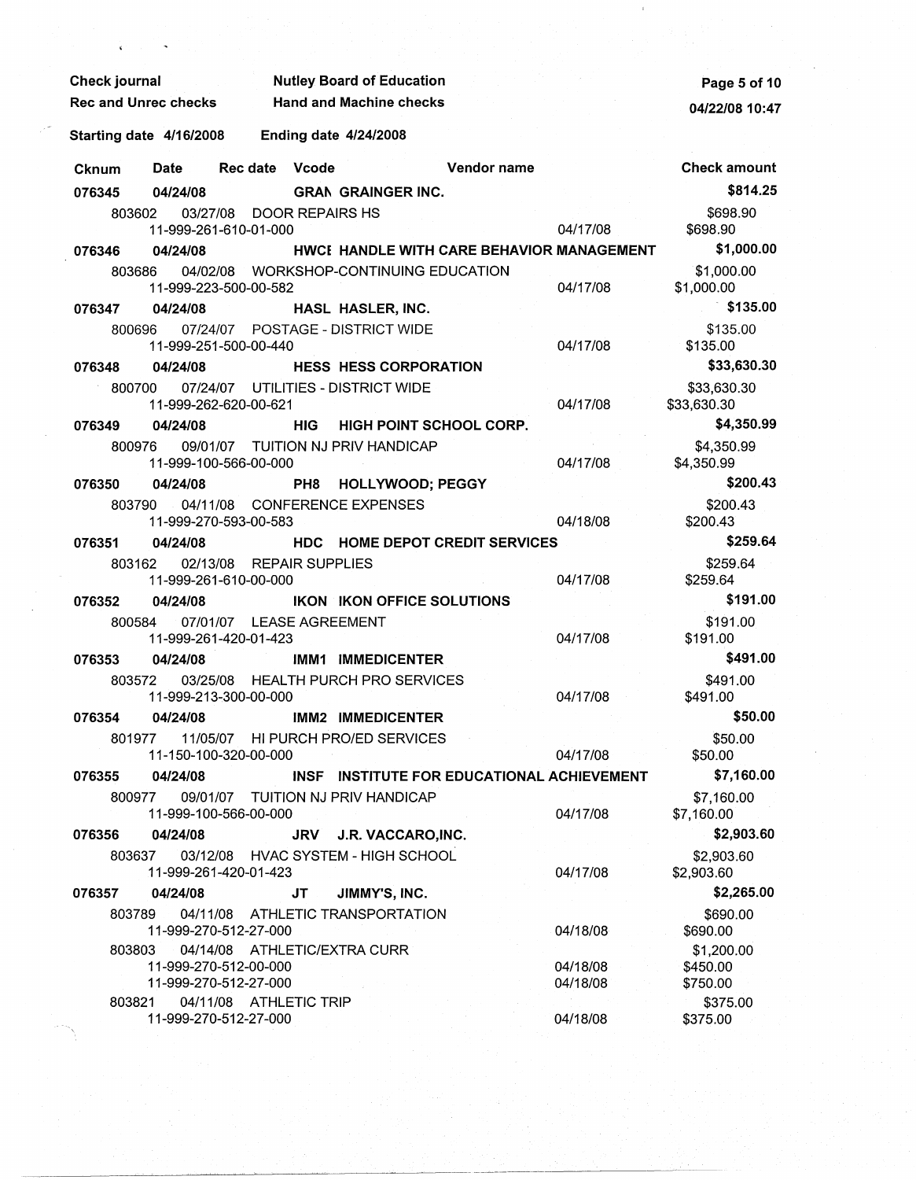Check journal — Nutley Board of Education
Rec and Unrec checks — Hand and Machine checks

Starting date 4/16/2008 — Ending date 4/24/2008

| Cknum | Date | Rec date | Vcode | Vendor name | | Check amount |
|---|---|---|---|---|---|---|
| **076345** | **04/24/08** | | **GRAN** | **GRAINGER INC.** | | **$814.25** |
| 803602 | 03/27/08 | | | DOOR REPAIRS HS | | $698.90 |
| | 11-999-261-610-01-000 | | | | 04/17/08 | $698.90 |
| **076346** | **04/24/08** | | **HWCI** | **HANDLE WITH CARE BEHAVIOR MANAGEMENT** | | **$1,000.00** |
| 803686 | 04/02/08 | | | WORKSHOP-CONTINUING EDUCATION | | $1,000.00 |
| | 11-999-223-500-00-582 | | | | 04/17/08 | $1,000.00 |
| **076347** | **04/24/08** | | **HASL** | **HASLER, INC.** | | **$135.00** |
| 800696 | 07/24/07 | | | POSTAGE - DISTRICT WIDE | | $135.00 |
| | 11-999-251-500-00-440 | | | | 04/17/08 | $135.00 |
| **076348** | **04/24/08** | | **HESS** | **HESS CORPORATION** | | **$33,630.30** |
| 800700 | 07/24/07 | | | UTILITIES - DISTRICT WIDE | | $33,630.30 |
| | 11-999-262-620-00-621 | | | | 04/17/08 | $33,630.30 |
| **076349** | **04/24/08** | | **HIG** | **HIGH POINT SCHOOL CORP.** | | **$4,350.99** |
| 800976 | 09/01/07 | | | TUITION NJ PRIV HANDICAP | | $4,350.99 |
| | 11-999-100-566-00-000 | | | | 04/17/08 | $4,350.99 |
| **076350** | **04/24/08** | | **PH8** | **HOLLYWOOD; PEGGY** | | **$200.43** |
| 803790 | 04/11/08 | | | CONFERENCE EXPENSES | | $200.43 |
| | 11-999-270-593-00-583 | | | | 04/18/08 | $200.43 |
| **076351** | **04/24/08** | | **HDC** | **HOME DEPOT CREDIT SERVICES** | | **$259.64** |
| 803162 | 02/13/08 | | | REPAIR SUPPLIES | | $259.64 |
| | 11-999-261-610-00-000 | | | | 04/17/08 | $259.64 |
| **076352** | **04/24/08** | | **IKON** | **IKON OFFICE SOLUTIONS** | | **$191.00** |
| 800584 | 07/01/07 | | | LEASE AGREEMENT | | $191.00 |
| | 11-999-261-420-01-423 | | | | 04/17/08 | $191.00 |
| **076353** | **04/24/08** | | **IMM1** | **IMMEDICENTER** | | **$491.00** |
| 803572 | 03/25/08 | | | HEALTH PURCH PRO SERVICES | | $491.00 |
| | 11-999-213-300-00-000 | | | | 04/17/08 | $491.00 |
| **076354** | **04/24/08** | | **IMM2** | **IMMEDICENTER** | | **$50.00** |
| 801977 | 11/05/07 | | | HI PURCH PRO/ED SERVICES | | $50.00 |
| | 11-150-100-320-00-000 | | | | 04/17/08 | $50.00 |
| **076355** | **04/24/08** | | **INSF** | **INSTITUTE FOR EDUCATIONAL ACHIEVEMENT** | | **$7,160.00** |
| 800977 | 09/01/07 | | | TUITION NJ PRIV HANDICAP | | $7,160.00 |
| | 11-999-100-566-00-000 | | | | 04/17/08 | $7,160.00 |
| **076356** | **04/24/08** | | **JRV** | **J.R. VACCARO,INC.** | | **$2,903.60** |
| 803637 | 03/12/08 | | | HVAC SYSTEM - HIGH SCHOOL | | $2,903.60 |
| | 11-999-261-420-01-423 | | | | 04/17/08 | $2,903.60 |
| **076357** | **04/24/08** | | **JT** | **JIMMY'S, INC.** | | **$2,265.00** |
| 803789 | 04/11/08 | | | ATHLETIC TRANSPORTATION | | $690.00 |
| | 11-999-270-512-27-000 | | | | 04/18/08 | $690.00 |
| 803803 | 04/14/08 | | | ATHLETIC/EXTRA CURR | | $1,200.00 |
| | 11-999-270-512-00-000 | | | | 04/18/08 | $450.00 |
| | 11-999-270-512-27-000 | | | | 04/18/08 | $750.00 |
| 803821 | 04/11/08 | | | ATHLETIC TRIP | | $375.00 |
| | 11-999-270-512-27-000 | | | | 04/18/08 | $375.00 |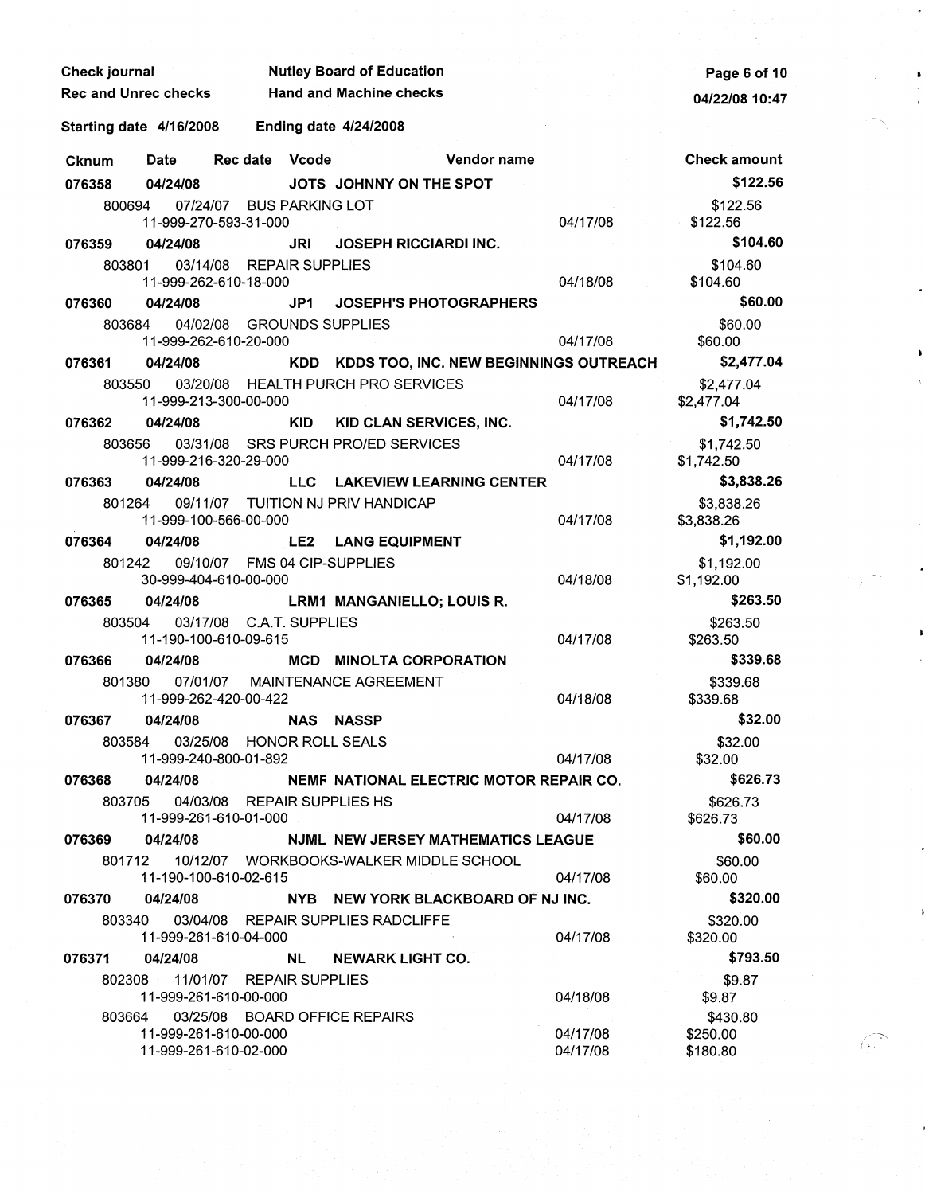**Check journal** — **Nutley Board of Education**

**Rec and Unrec checks** — **Hand and Machine checks**

**04/22/08 10:47**

**Starting date 4/16/2008** **Ending date 4/24/2008**

| Cknum | Date | Rec date | Vcode | Vendor name | | Check amount |
|---|---|---|---|---|---|---|
| **076358** | **04/24/08** | | **JOTS** | **JOHNNY ON THE SPOT** | | **$122.56** |
| 800694 | 07/24/07 | | | BUS PARKING LOT | | $122.56 |
| | 11-999-270-593-31-000 | | | | 04/17/08 | $122.56 |
| **076359** | **04/24/08** | | **JRI** | **JOSEPH RICCIARDI INC.** | | **$104.60** |
| 803801 | 03/14/08 | | | REPAIR SUPPLIES | | $104.60 |
| | 11-999-262-610-18-000 | | | | 04/18/08 | $104.60 |
| **076360** | **04/24/08** | | **JP1** | **JOSEPH'S PHOTOGRAPHERS** | | **$60.00** |
| 803684 | 04/02/08 | | | GROUNDS SUPPLIES | | $60.00 |
| | 11-999-262-610-20-000 | | | | 04/17/08 | $60.00 |
| **076361** | **04/24/08** | | **KDD** | **KDDS TOO, INC. NEW BEGINNINGS OUTREACH** | | **$2,477.04** |
| 803550 | 03/20/08 | | | HEALTH PURCH PRO SERVICES | | $2,477.04 |
| | 11-999-213-300-00-000 | | | | 04/17/08 | $2,477.04 |
| **076362** | **04/24/08** | | **KID** | **KID CLAN SERVICES, INC.** | | **$1,742.50** |
| 803656 | 03/31/08 | | | SRS PURCH PRO/ED SERVICES | | $1,742.50 |
| | 11-999-216-320-29-000 | | | | 04/17/08 | $1,742.50 |
| **076363** | **04/24/08** | | **LLC** | **LAKEVIEW LEARNING CENTER** | | **$3,838.26** |
| 801264 | 09/11/07 | | | TUITION NJ PRIV HANDICAP | | $3,838.26 |
| | 11-999-100-566-00-000 | | | | 04/17/08 | $3,838.26 |
| **076364** | **04/24/08** | | **LE2** | **LANG EQUIPMENT** | | **$1,192.00** |
| 801242 | 09/10/07 | | | FMS 04 CIP-SUPPLIES | | $1,192.00 |
| | 30-999-404-610-00-000 | | | | 04/18/08 | $1,192.00 |
| **076365** | **04/24/08** | | **LRM1** | **MANGANIELLO; LOUIS R.** | | **$263.50** |
| 803504 | 03/17/08 | | | C.A.T. SUPPLIES | | $263.50 |
| | 11-190-100-610-09-615 | | | | 04/17/08 | $263.50 |
| **076366** | **04/24/08** | | **MCD** | **MINOLTA CORPORATION** | | **$339.68** |
| 801380 | 07/01/07 | | | MAINTENANCE AGREEMENT | | $339.68 |
| | 11-999-262-420-00-422 | | | | 04/18/08 | $339.68 |
| **076367** | **04/24/08** | | **NAS** | **NASSP** | | **$32.00** |
| 803584 | 03/25/08 | | | HONOR ROLL SEALS | | $32.00 |
| | 11-999-240-800-01-892 | | | | 04/17/08 | $32.00 |
| **076368** | **04/24/08** | | **NEMF** | **NATIONAL ELECTRIC MOTOR REPAIR CO.** | | **$626.73** |
| 803705 | 04/03/08 | | | REPAIR SUPPLIES HS | | $626.73 |
| | 11-999-261-610-01-000 | | | | 04/17/08 | $626.73 |
| **076369** | **04/24/08** | | **NJML** | **NEW JERSEY MATHEMATICS LEAGUE** | | **$60.00** |
| 801712 | 10/12/07 | | | WORKBOOKS-WALKER MIDDLE SCHOOL | | $60.00 |
| | 11-190-100-610-02-615 | | | | 04/17/08 | $60.00 |
| **076370** | **04/24/08** | | **NYB** | **NEW YORK BLACKBOARD OF NJ INC.** | | **$320.00** |
| 803340 | 03/04/08 | | | REPAIR SUPPLIES RADCLIFFE | | $320.00 |
| | 11-999-261-610-04-000 | | | | 04/17/08 | $320.00 |
| **076371** | **04/24/08** | | **NL** | **NEWARK LIGHT CO.** | | **$793.50** |
| 802308 | 11/01/07 | | | REPAIR SUPPLIES | | $9.87 |
| | 11-999-261-610-00-000 | | | | 04/18/08 | $9.87 |
| 803664 | 03/25/08 | | | BOARD OFFICE REPAIRS | | $430.80 |
| | 11-999-261-610-00-000 | | | | 04/17/08 | $250.00 |
| | 11-999-261-610-02-000 | | | | 04/17/08 | $180.80 |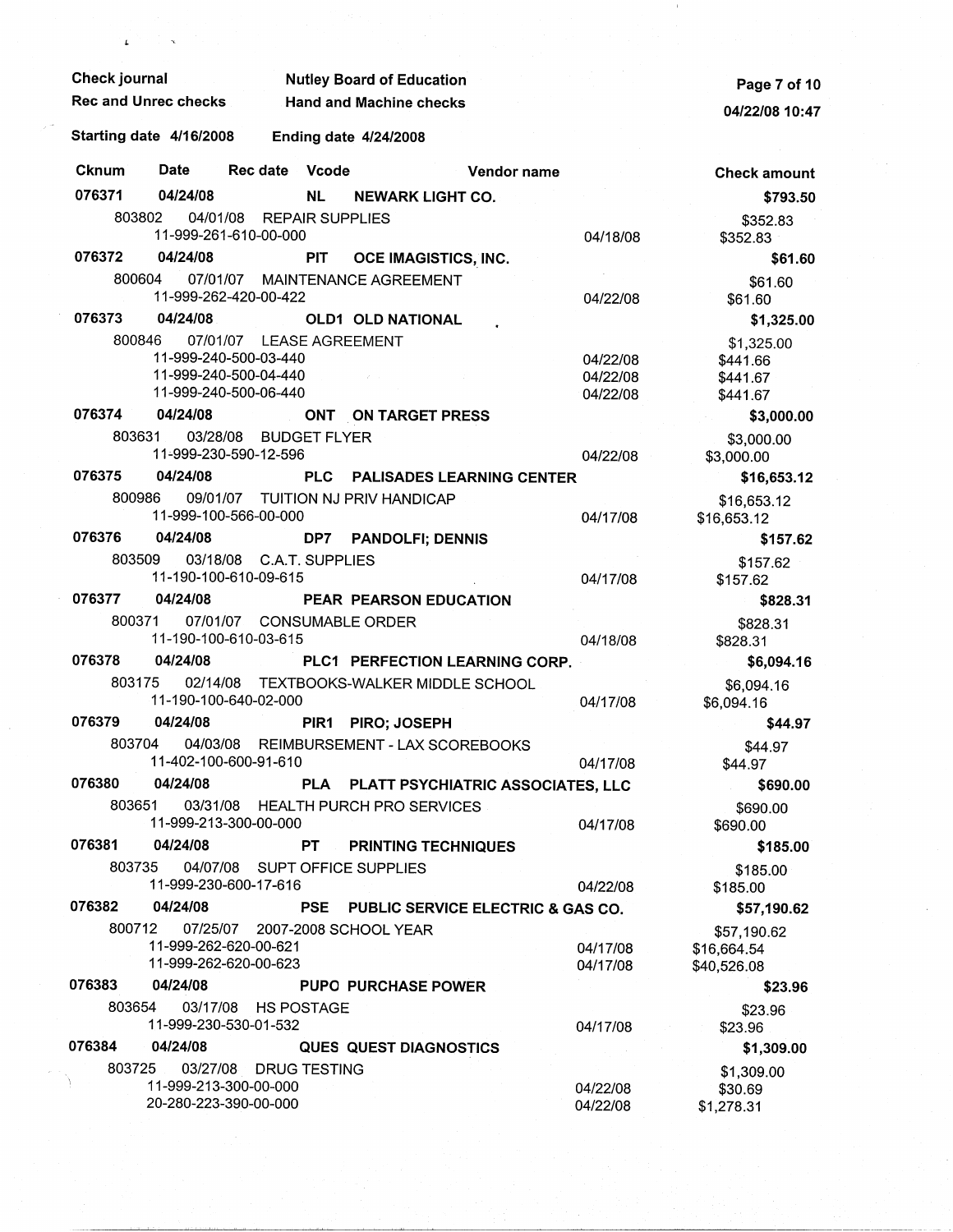Check journal — Nutley Board of Education

Rec and Unrec checks — Hand and Machine checks

04/22/08 10:47

Starting date 4/16/2008 — Ending date 4/24/2008

| Cknum | Date | Rec date | Vcode | Vendor name | | Check amount |
|---|---|---|---|---|---|---|
| **076371** | **04/24/08** | | **NL** | **NEWARK LIGHT CO.** | | **$793.50** |
| 803802 | 04/01/08 | | | REPAIR SUPPLIES | | $352.83 |
| | 11-999-261-610-00-000 | | | | 04/18/08 | $352.83 |
| **076372** | **04/24/08** | | **PIT** | **OCE IMAGISTICS, INC.** | | **$61.60** |
| 800604 | 07/01/07 | | | MAINTENANCE AGREEMENT | | $61.60 |
| | 11-999-262-420-00-422 | | | | 04/22/08 | $61.60 |
| **076373** | **04/24/08** | | **OLD1** | **OLD NATIONAL** | | **$1,325.00** |
| 800846 | 07/01/07 | | | LEASE AGREEMENT | | $1,325.00 |
| | 11-999-240-500-03-440 | | | | 04/22/08 | $441.66 |
| | 11-999-240-500-04-440 | | | | 04/22/08 | $441.67 |
| | 11-999-240-500-06-440 | | | | 04/22/08 | $441.67 |
| **076374** | **04/24/08** | | **ONT** | **ON TARGET PRESS** | | **$3,000.00** |
| 803631 | 03/28/08 | | | BUDGET FLYER | | $3,000.00 |
| | 11-999-230-590-12-596 | | | | 04/22/08 | $3,000.00 |
| **076375** | **04/24/08** | | **PLC** | **PALISADES LEARNING CENTER** | | **$16,653.12** |
| 800986 | 09/01/07 | | | TUITION NJ PRIV HANDICAP | | $16,653.12 |
| | 11-999-100-566-00-000 | | | | 04/17/08 | $16,653.12 |
| **076376** | **04/24/08** | | **DP7** | **PANDOLFI; DENNIS** | | **$157.62** |
| 803509 | 03/18/08 | | | C.A.T. SUPPLIES | | $157.62 |
| | 11-190-100-610-09-615 | | | | 04/17/08 | $157.62 |
| **076377** | **04/24/08** | | **PEAR** | **PEARSON EDUCATION** | | **$828.31** |
| 800371 | 07/01/07 | | | CONSUMABLE ORDER | | $828.31 |
| | 11-190-100-610-03-615 | | | | 04/18/08 | $828.31 |
| **076378** | **04/24/08** | | **PLC1** | **PERFECTION LEARNING CORP.** | | **$6,094.16** |
| 803175 | 02/14/08 | | | TEXTBOOKS-WALKER MIDDLE SCHOOL | | $6,094.16 |
| | 11-190-100-640-02-000 | | | | 04/17/08 | $6,094.16 |
| **076379** | **04/24/08** | | **PIR1** | **PIRO; JOSEPH** | | **$44.97** |
| 803704 | 04/03/08 | | | REIMBURSEMENT - LAX SCOREBOOKS | | $44.97 |
| | 11-402-100-600-91-610 | | | | 04/17/08 | $44.97 |
| **076380** | **04/24/08** | | **PLA** | **PLATT PSYCHIATRIC ASSOCIATES, LLC** | | **$690.00** |
| 803651 | 03/31/08 | | | HEALTH PURCH PRO SERVICES | | $690.00 |
| | 11-999-213-300-00-000 | | | | 04/17/08 | $690.00 |
| **076381** | **04/24/08** | | **PT** | **PRINTING TECHNIQUES** | | **$185.00** |
| 803735 | 04/07/08 | | | SUPT OFFICE SUPPLIES | | $185.00 |
| | 11-999-230-600-17-616 | | | | 04/22/08 | $185.00 |
| **076382** | **04/24/08** | | **PSE** | **PUBLIC SERVICE ELECTRIC & GAS CO.** | | **$57,190.62** |
| 800712 | 07/25/07 | | | 2007-2008 SCHOOL YEAR | | $57,190.62 |
| | 11-999-262-620-00-621 | | | | 04/17/08 | $16,664.54 |
| | 11-999-262-620-00-623 | | | | 04/17/08 | $40,526.08 |
| **076383** | **04/24/08** | | **PUPO** | **PURCHASE POWER** | | **$23.96** |
| 803654 | 03/17/08 | | | HS POSTAGE | | $23.96 |
| | 11-999-230-530-01-532 | | | | 04/17/08 | $23.96 |
| **076384** | **04/24/08** | | **QUES** | **QUEST DIAGNOSTICS** | | **$1,309.00** |
| 803725 | 03/27/08 | | | DRUG TESTING | | $1,309.00 |
| | 11-999-213-300-00-000 | | | | 04/22/08 | $30.69 |
| | 20-280-223-390-00-000 | | | | 04/22/08 | $1,278.31 |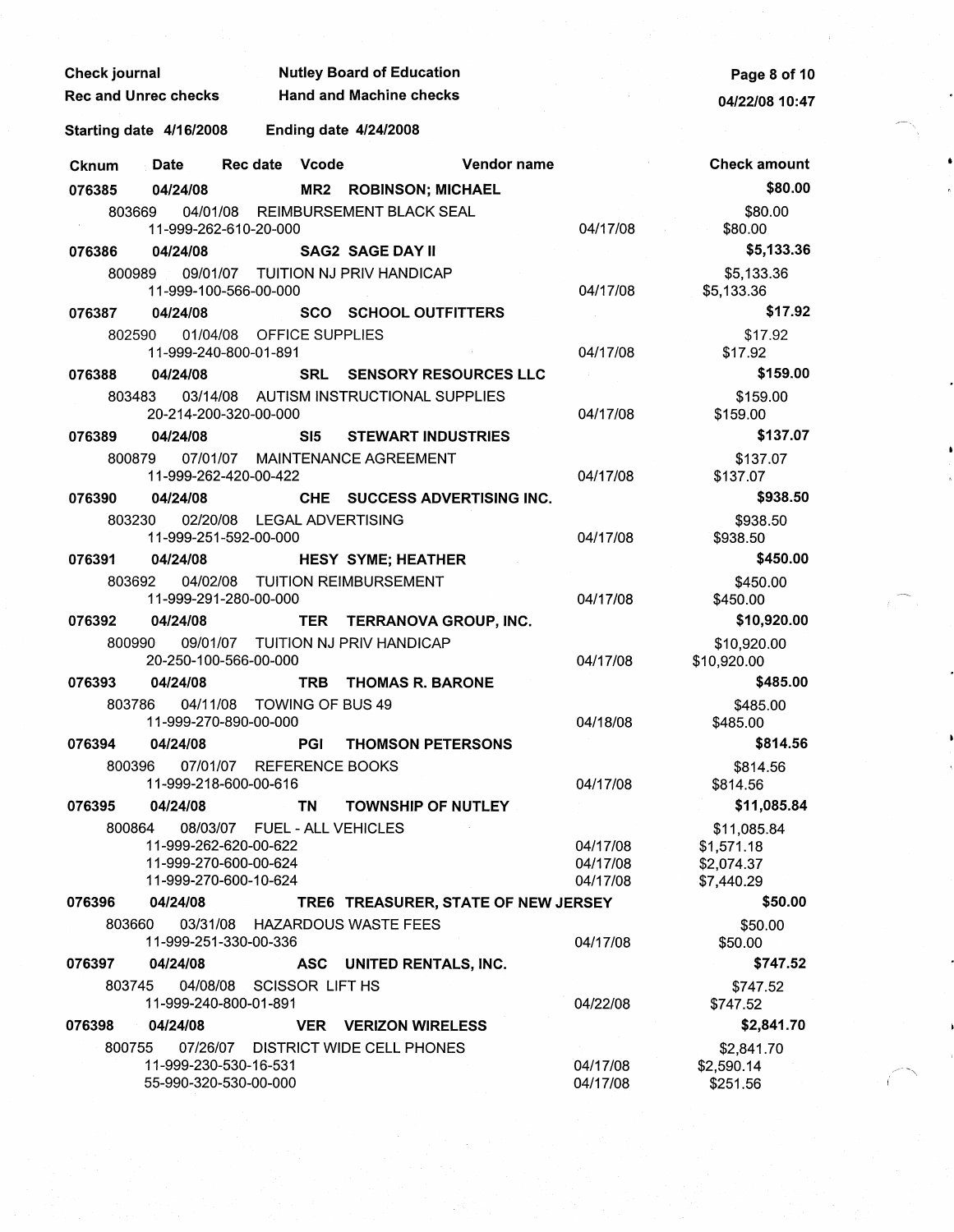Check journal — Nutley Board of Education
Rec and Unrec checks — Hand and Machine checks

Starting date 4/16/2008 — Ending date 4/24/2008

| Cknum | Date | Rec date | Vcode | Vendor name | | Check amount |
|---|---|---|---|---|---|---|
| **076385** | **04/24/08** | | **MR2** | **ROBINSON; MICHAEL** | | **$80.00** |
| 803669 | 04/01/08 | | | REIMBURSEMENT BLACK SEAL | | $80.00 |
| | 11-999-262-610-20-000 | | | | 04/17/08 | $80.00 |
| **076386** | **04/24/08** | | **SAG2** | **SAGE DAY II** | | **$5,133.36** |
| 800989 | 09/01/07 | | | TUITION NJ PRIV HANDICAP | | $5,133.36 |
| | 11-999-100-566-00-000 | | | | 04/17/08 | $5,133.36 |
| **076387** | **04/24/08** | | **SCO** | **SCHOOL OUTFITTERS** | | **$17.92** |
| 802590 | 01/04/08 | | | OFFICE SUPPLIES | | $17.92 |
| | 11-999-240-800-01-891 | | | | 04/17/08 | $17.92 |
| **076388** | **04/24/08** | | **SRL** | **SENSORY RESOURCES LLC** | | **$159.00** |
| 803483 | 03/14/08 | | | AUTISM INSTRUCTIONAL SUPPLIES | | $159.00 |
| | 20-214-200-320-00-000 | | | | 04/17/08 | $159.00 |
| **076389** | **04/24/08** | | **SI5** | **STEWART INDUSTRIES** | | **$137.07** |
| 800879 | 07/01/07 | | | MAINTENANCE AGREEMENT | | $137.07 |
| | 11-999-262-420-00-422 | | | | 04/17/08 | $137.07 |
| **076390** | **04/24/08** | | **CHE** | **SUCCESS ADVERTISING INC.** | | **$938.50** |
| 803230 | 02/20/08 | | | LEGAL ADVERTISING | | $938.50 |
| | 11-999-251-592-00-000 | | | | 04/17/08 | $938.50 |
| **076391** | **04/24/08** | | **HESY** | **SYME; HEATHER** | | **$450.00** |
| 803692 | 04/02/08 | | | TUITION REIMBURSEMENT | | $450.00 |
| | 11-999-291-280-00-000 | | | | 04/17/08 | $450.00 |
| **076392** | **04/24/08** | | **TER** | **TERRANOVA GROUP, INC.** | | **$10,920.00** |
| 800990 | 09/01/07 | | | TUITION NJ PRIV HANDICAP | | $10,920.00 |
| | 20-250-100-566-00-000 | | | | 04/17/08 | $10,920.00 |
| **076393** | **04/24/08** | | **TRB** | **THOMAS R. BARONE** | | **$485.00** |
| 803786 | 04/11/08 | | | TOWING OF BUS 49 | | $485.00 |
| | 11-999-270-890-00-000 | | | | 04/18/08 | $485.00 |
| **076394** | **04/24/08** | | **PGI** | **THOMSON PETERSONS** | | **$814.56** |
| 800396 | 07/01/07 | | | REFERENCE BOOKS | | $814.56 |
| | 11-999-218-600-00-616 | | | | 04/17/08 | $814.56 |
| **076395** | **04/24/08** | | **TN** | **TOWNSHIP OF NUTLEY** | | **$11,085.84** |
| 800864 | 08/03/07 | | | FUEL - ALL VEHICLES | | $11,085.84 |
| | 11-999-262-620-00-622 | | | | 04/17/08 | $1,571.18 |
| | 11-999-270-600-00-624 | | | | 04/17/08 | $2,074.37 |
| | 11-999-270-600-10-624 | | | | 04/17/08 | $7,440.29 |
| **076396** | **04/24/08** | | **TRE6** | **TREASURER, STATE OF NEW JERSEY** | | **$50.00** |
| 803660 | 03/31/08 | | | HAZARDOUS WASTE FEES | | $50.00 |
| | 11-999-251-330-00-336 | | | | 04/17/08 | $50.00 |
| **076397** | **04/24/08** | | **ASC** | **UNITED RENTALS, INC.** | | **$747.52** |
| 803745 | 04/08/08 | | | SCISSOR LIFT HS | | $747.52 |
| | 11-999-240-800-01-891 | | | | 04/22/08 | $747.52 |
| **076398** | **04/24/08** | | **VER** | **VERIZON WIRELESS** | | **$2,841.70** |
| 800755 | 07/26/07 | | | DISTRICT WIDE CELL PHONES | | $2,841.70 |
| | 11-999-230-530-16-531 | | | | 04/17/08 | $2,590.14 |
| | 55-990-320-530-00-000 | | | | 04/17/08 | $251.56 |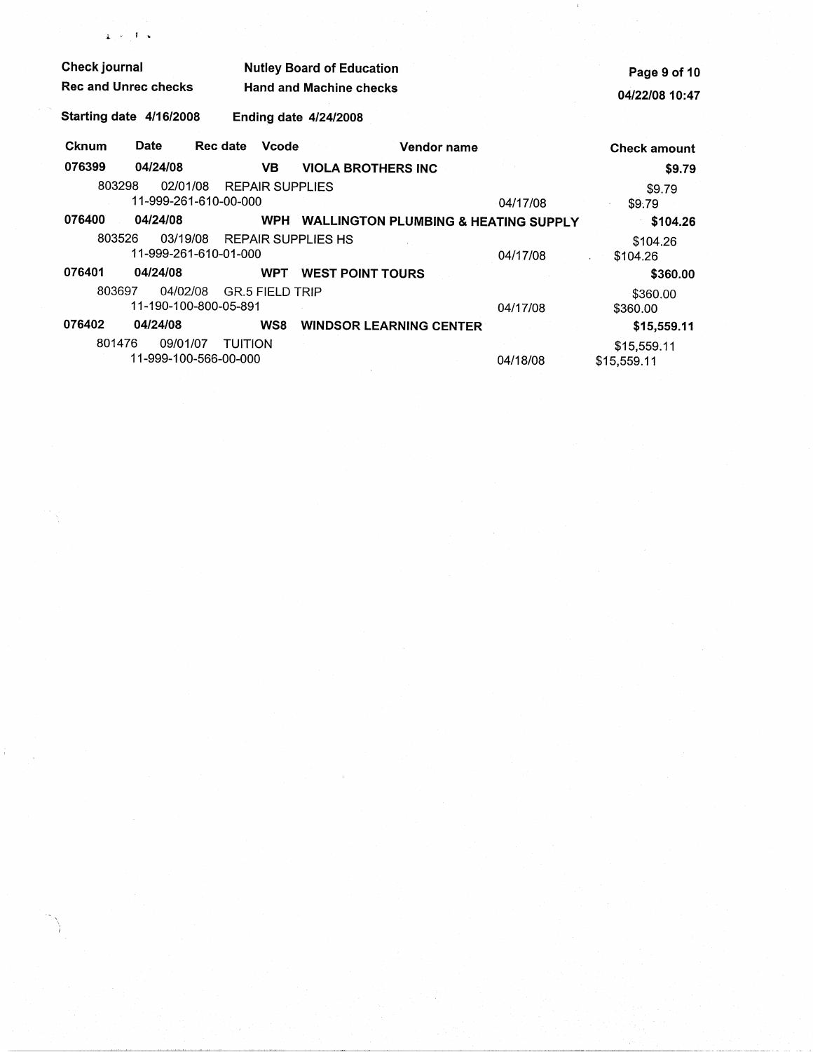Check journal | Nutley Board of Education
Rec and Unrec checks | Hand and Machine checks

Starting date 4/16/2008 | Ending date 4/24/2008

| Cknum | Date | Rec date | Vcode | Vendor name | | Check amount |
|---|---|---|---|---|---|---|
| **076399** | **04/24/08** | | **VB** | **VIOLA BROTHERS INC** | | **$9.79** |
| 803298 | 02/01/08 | REPAIR SUPPLIES | | | | $9.79 |
| | 11-999-261-610-00-000 | | | | 04/17/08 | $9.79 |
| **076400** | **04/24/08** | | **WPH** | **WALLINGTON PLUMBING & HEATING SUPPLY** | | **$104.26** |
| 803526 | 03/19/08 | REPAIR SUPPLIES HS | | | | $104.26 |
| | 11-999-261-610-01-000 | | | | 04/17/08 | $104.26 |
| **076401** | **04/24/08** | | **WPT** | **WEST POINT TOURS** | | **$360.00** |
| 803697 | 04/02/08 | GR.5 FIELD TRIP | | | | $360.00 |
| | 11-190-100-800-05-891 | | | | 04/17/08 | $360.00 |
| **076402** | **04/24/08** | | **WS8** | **WINDSOR LEARNING CENTER** | | **$15,559.11** |
| 801476 | 09/01/07 | TUITION | | | | $15,559.11 |
| | 11-999-100-566-00-000 | | | | 04/18/08 | $15,559.11 |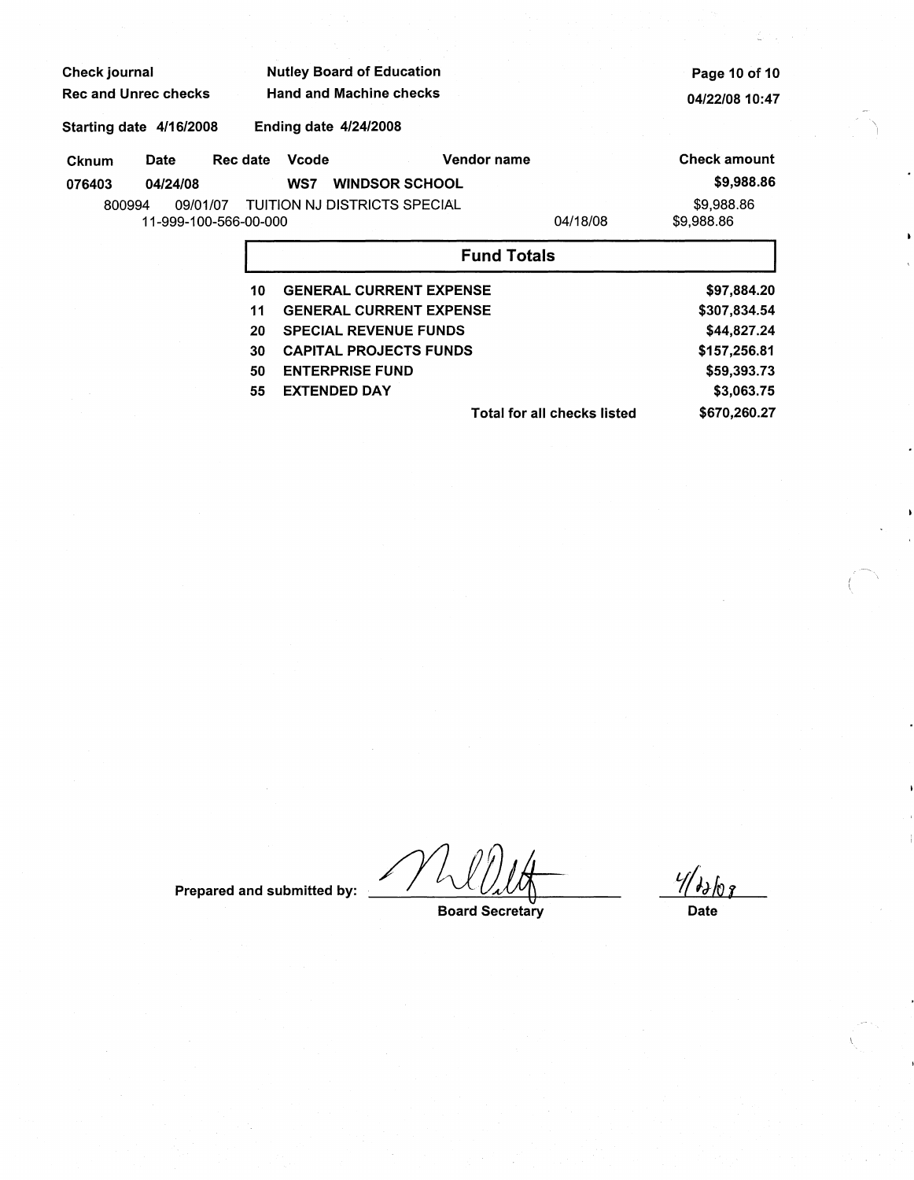Check journal | Nutley Board of Education
Rec and Unrec checks | Hand and Machine checks

Starting date 4/16/2008 Ending date 4/24/2008

| Cknum | Date | Rec date | Vcode | Vendor name | | Check amount |
|---|---|---|---|---|---|---|
| 076403 | 04/24/08 | | WS7 | WINDSOR SCHOOL | | $9,988.86 |
| 800994 | 09/01/07 | | | TUITION NJ DISTRICTS SPECIAL | | $9,988.86 |
| 11-999-100-566-00-000 | | | | | 04/18/08 | $9,988.86 |

## Fund Totals

| | | |
|---|---|---|
| 10 | GENERAL CURRENT EXPENSE | $97,884.20 |
| 11 | GENERAL CURRENT EXPENSE | $307,834.54 |
| 20 | SPECIAL REVENUE FUNDS | $44,827.24 |
| 30 | CAPITAL PROJECTS FUNDS | $157,256.81 |
| 50 | ENTERPRISE FUND | $59,393.73 |
| 55 | EXTENDED DAY | $3,063.75 |
| | Total for all checks listed | $670,260.27 |

Prepared and submitted by: ____________ Board Secretary

4/22/08 Date